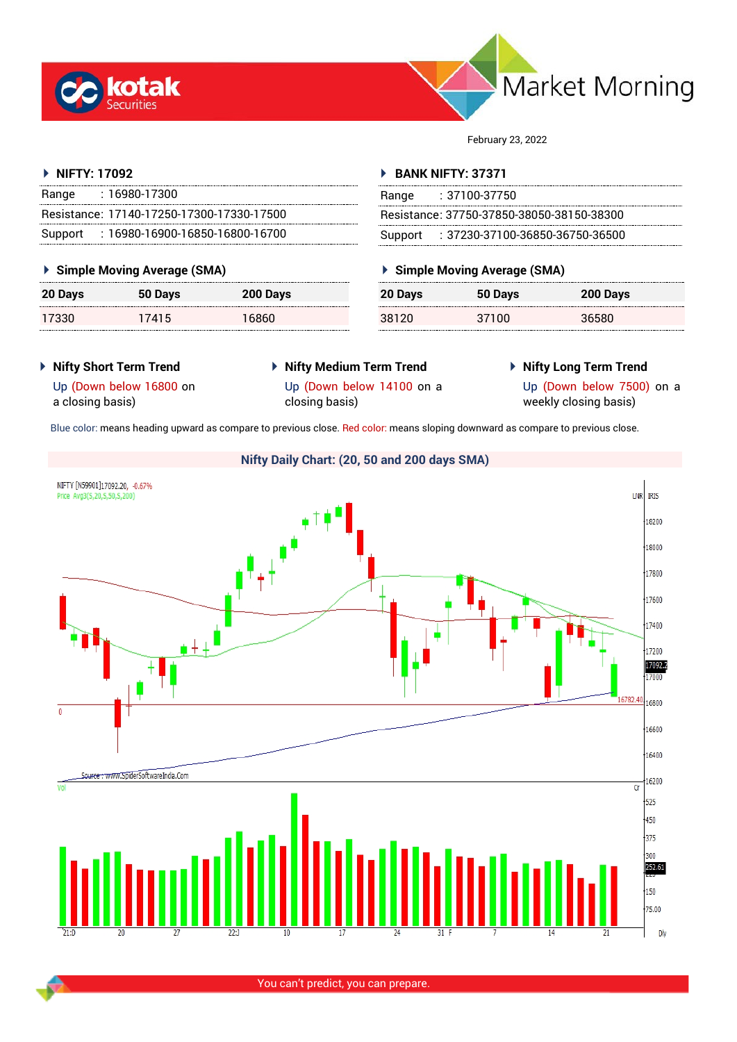# Market Morning

February 23, 2022

## NIFTY: 17092

| | |
|---|---|
| Range | : 16980-17300 |
| Resistance: | 17140-17250-17300-17330-17500 |
| Support | : 16980-16900-16850-16800-16700 |

### Simple Moving Average (SMA)

| 20 Days | 50 Days | 200 Days |
|---|---|---|
| 17330 | 17415 | 16860 |

## BANK NIFTY: 37371

| | |
|---|---|
| Range | : 37100-37750 |
| Resistance: | 37750-37850-38050-38150-38300 |
| Support | : 37230-37100-36850-36750-36500 |

### Simple Moving Average (SMA)

| 20 Days | 50 Days | 200 Days |
|---|---|---|
| 38120 | 37100 | 36580 |

### Nifty Short Term Trend

Up (Down below 16800 on a closing basis)

### Nifty Medium Term Trend

Up (Down below 14100 on a closing basis)

### Nifty Long Term Trend

Up (Down below 7500) on a weekly closing basis)

Blue color: means heading upward as compare to previous close. Red color: means sloping downward as compare to previous close.

### Nifty Daily Chart: (20, 50 and 200 days SMA)

NIFTY [N59901]17092.20, -0.67%
Price Avg3(5,20,5,50,5,200)
Source : www.SpiderSoftwareIndia.Com
LNR IRIS
18200
18000
17800
17600
17400
17200
17092.2
17000
16782.40
16800
16600
16400
16200
0
Vol
Cr
525
450
375
300
252.61
150
75.00
21:D 20 27 22:J 10 17 24 31 F 7 14 21
Dly

You can't predict, you can prepare.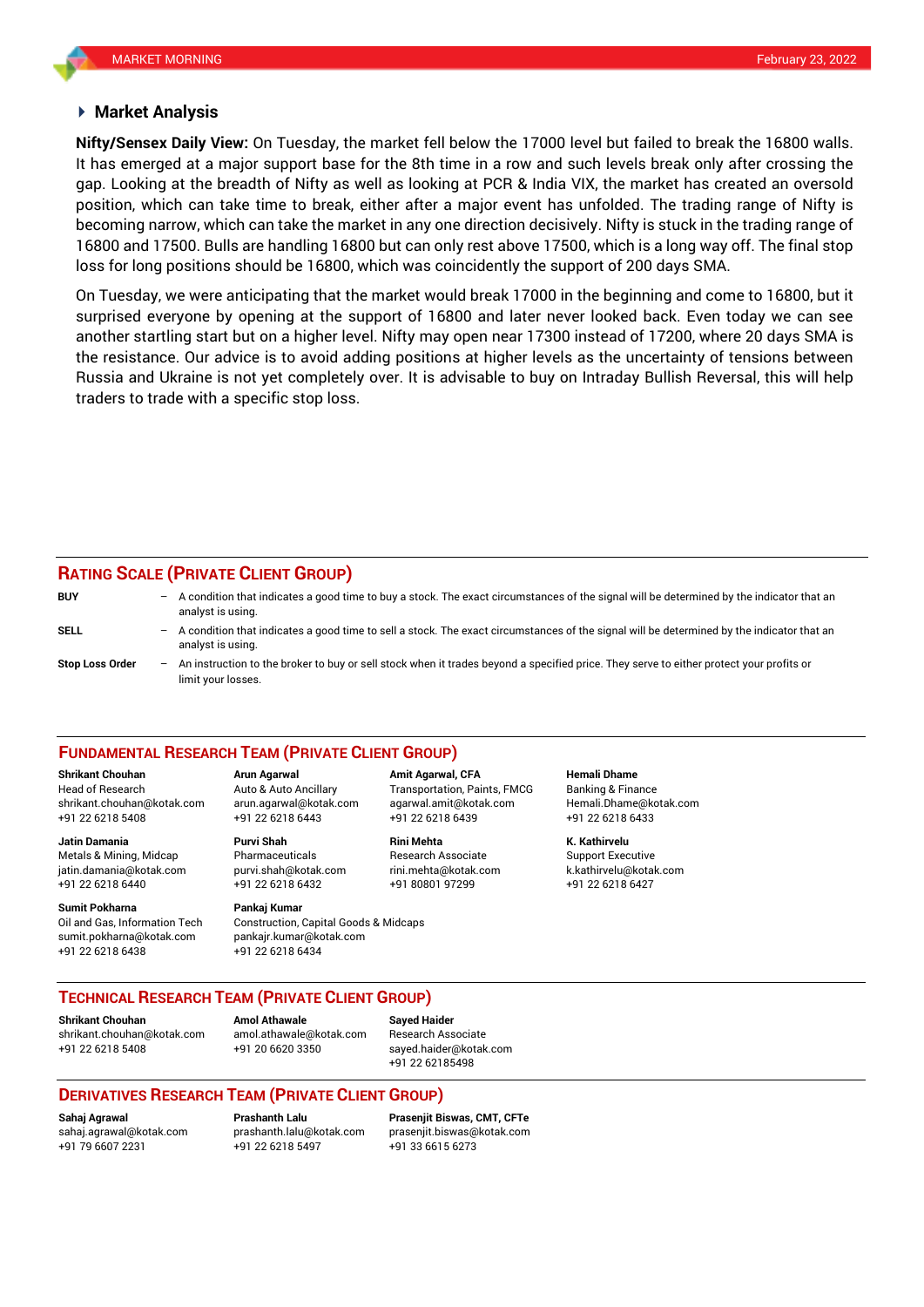## Market Analysis

**Nifty/Sensex Daily View:** On Tuesday, the market fell below the 17000 level but failed to break the 16800 walls. It has emerged at a major support base for the 8th time in a row and such levels break only after crossing the gap. Looking at the breadth of Nifty as well as looking at PCR & India VIX, the market has created an oversold position, which can take time to break, either after a major event has unfolded. The trading range of Nifty is becoming narrow, which can take the market in any one direction decisively. Nifty is stuck in the trading range of 16800 and 17500. Bulls are handling 16800 but can only rest above 17500, which is a long way off. The final stop loss for long positions should be 16800, which was coincidently the support of 200 days SMA.

On Tuesday, we were anticipating that the market would break 17000 in the beginning and come to 16800, but it surprised everyone by opening at the support of 16800 and later never looked back. Even today we can see another startling start but on a higher level. Nifty may open near 17300 instead of 17200, where 20 days SMA is the resistance. Our advice is to avoid adding positions at higher levels as the uncertainty of tensions between Russia and Ukraine is not yet completely over. It is advisable to buy on Intraday Bullish Reversal, this will help traders to trade with a specific stop loss.

## RATING SCALE (PRIVATE CLIENT GROUP)

**BUY** – A condition that indicates a good time to buy a stock. The exact circumstances of the signal will be determined by the indicator that an analyst is using.

**SELL** – A condition that indicates a good time to sell a stock. The exact circumstances of the signal will be determined by the indicator that an analyst is using.

**Stop Loss Order** – An instruction to the broker to buy or sell stock when it trades beyond a specified price. They serve to either protect your profits or limit your losses.

## FUNDAMENTAL RESEARCH TEAM (PRIVATE CLIENT GROUP)

**Shrikant Chouhan**
Head of Research
shrikant.chouhan@kotak.com
+91 22 6218 5408

**Arun Agarwal**
Auto & Auto Ancillary
arun.agarwal@kotak.com
+91 22 6218 6443

**Amit Agarwal, CFA**
Transportation, Paints, FMCG
agarwal.amit@kotak.com
+91 22 6218 6439

**Hemali Dhame**
Banking & Finance
Hemali.Dhame@kotak.com
+91 22 6218 6433

**Jatin Damania**
Metals & Mining, Midcap
jatin.damania@kotak.com
+91 22 6218 6440

**Purvi Shah**
Pharmaceuticals
purvi.shah@kotak.com
+91 22 6218 6432

**Rini Mehta**
Research Associate
rini.mehta@kotak.com
+91 80801 97299

**K. Kathirvelu**
Support Executive
k.kathirvelu@kotak.com
+91 22 6218 6427

**Sumit Pokharna**
Oil and Gas, Information Tech
sumit.pokharna@kotak.com
+91 22 6218 6438

**Pankaj Kumar**
Construction, Capital Goods & Midcaps
pankajr.kumar@kotak.com
+91 22 6218 6434

## TECHNICAL RESEARCH TEAM (PRIVATE CLIENT GROUP)

**Shrikant Chouhan**
shrikant.chouhan@kotak.com
+91 22 6218 5408

**Amol Athawale**
amol.athawale@kotak.com
+91 20 6620 3350

**Sayed Haider**
Research Associate
sayed.haider@kotak.com
+91 22 62185498

## DERIVATIVES RESEARCH TEAM (PRIVATE CLIENT GROUP)

**Sahaj Agrawal**
sahaj.agrawal@kotak.com
+91 79 6607 2231

**Prashanth Lalu**
prashanth.lalu@kotak.com
+91 22 6218 5497

**Prasenjit Biswas, CMT, CFTe**
prasenjit.biswas@kotak.com
+91 33 6615 6273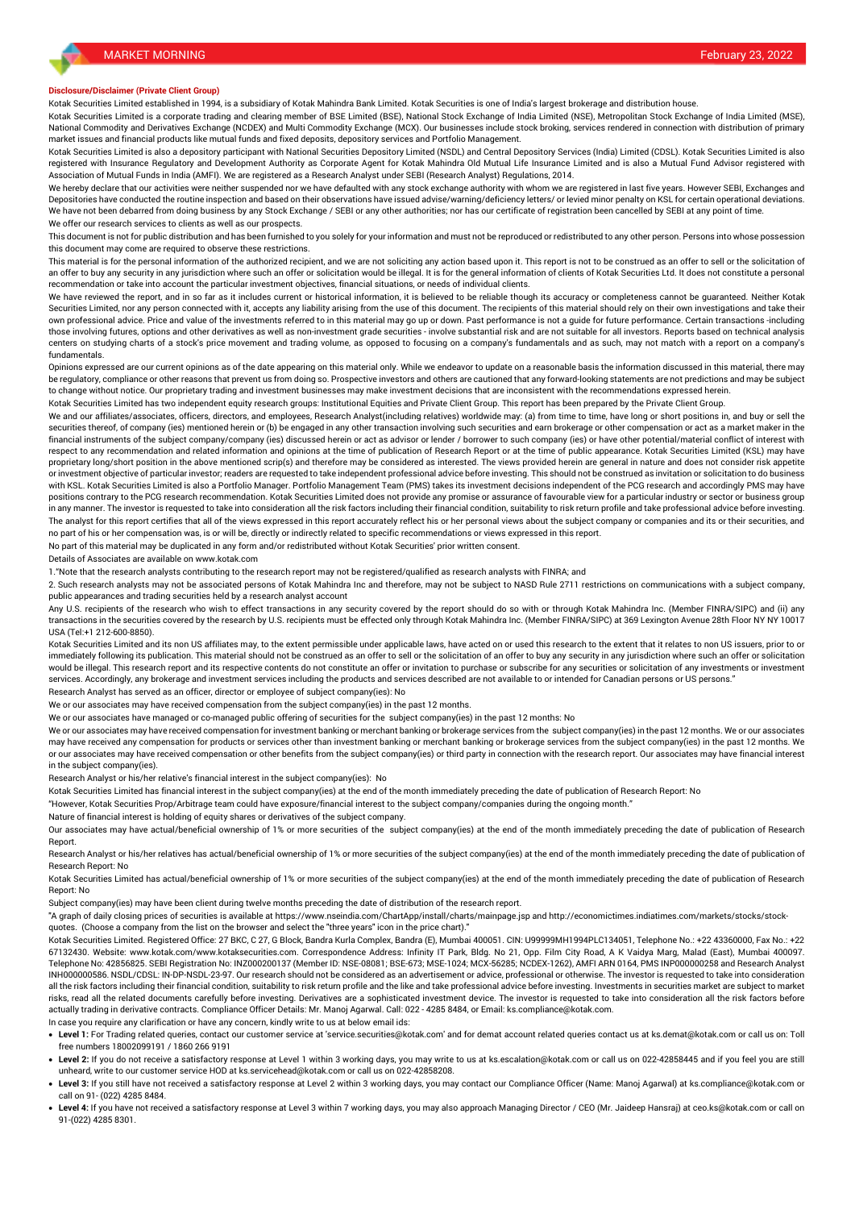**Disclosure/Disclaimer (Private Client Group)**

Kotak Securities Limited established in 1994, is a subsidiary of Kotak Mahindra Bank Limited. Kotak Securities is one of India's largest brokerage and distribution house.

Kotak Securities Limited is a corporate trading and clearing member of BSE Limited (BSE), National Stock Exchange of India Limited (NSE), Metropolitan Stock Exchange of India Limited (MSE), National Commodity and Derivatives Exchange (NCDEX) and Multi Commodity Exchange (MCX). Our businesses include stock broking, services rendered in connection with distribution of primary market issues and financial products like mutual funds and fixed deposits, depository services and Portfolio Management.

Kotak Securities Limited is also a depository participant with National Securities Depository Limited (NSDL) and Central Depository Services (India) Limited (CDSL). Kotak Securities Limited is also registered with Insurance Regulatory and Development Authority as Corporate Agent for Kotak Mahindra Old Mutual Life Insurance Limited and is also a Mutual Fund Advisor registered with Association of Mutual Funds in India (AMFI). We are registered as a Research Analyst under SEBI (Research Analyst) Regulations, 2014.

We hereby declare that our activities were neither suspended nor we have defaulted with any stock exchange authority with whom we are registered in last five years. However SEBI, Exchanges and Depositories have conducted the routine inspection and based on their observations have issued advise/warning/deficiency letters/ or levied minor penalty on KSL for certain operational deviations. We have not been debarred from doing business by any Stock Exchange / SEBI or any other authorities; nor has our certificate of registration been cancelled by SEBI at any point of time.

We offer our research services to clients as well as our prospects.

This document is not for public distribution and has been furnished to you solely for your information and must not be reproduced or redistributed to any other person. Persons into whose possession this document may come are required to observe these restrictions.

This material is for the personal information of the authorized recipient, and we are not soliciting any action based upon it. This report is not to be construed as an offer to sell or the solicitation of an offer to buy any security in any jurisdiction where such an offer or solicitation would be illegal. It is for the general information of clients of Kotak Securities Ltd. It does not constitute a personal recommendation or take into account the particular investment objectives, financial situations, or needs of individual clients.

We have reviewed the report, and in so far as it includes current or historical information, it is believed to be reliable though its accuracy or completeness cannot be guaranteed. Neither Kotak Securities Limited, nor any person connected with it, accepts any liability arising from the use of this document. The recipients of this material should rely on their own investigations and take their own professional advice. Price and value of the investments referred to in this material may go up or down. Past performance is not a guide for future performance. Certain transactions -including those involving futures, options and other derivatives as well as non-investment grade securities - involve substantial risk and are not suitable for all investors. Reports based on technical analysis centers on studying charts of a stock's price movement and trading volume, as opposed to focusing on a company's fundamentals and as such, may not match with a report on a company's fundamentals.

Opinions expressed are our current opinions as of the date appearing on this material only. While we endeavor to update on a reasonable basis the information discussed in this material, there may be regulatory, compliance or other reasons that prevent us from doing so. Prospective investors and others are cautioned that any forward-looking statements are not predictions and may be subject to change without notice. Our proprietary trading and investment businesses may make investment decisions that are inconsistent with the recommendations expressed herein.

Kotak Securities Limited has two independent equity research groups: Institutional Equities and Private Client Group. This report has been prepared by the Private Client Group.

We and our affiliates/associates, officers, directors, and employees, Research Analyst(including relatives) worldwide may: (a) from time to time, have long or short positions in, and buy or sell the securities thereof, of company (ies) mentioned herein or (b) be engaged in any other transaction involving such securities and earn brokerage or other compensation or act as a market maker in the financial instruments of the subject company/company (ies) discussed herein or act as advisor or lender / borrower to such company (ies) or have other potential/material conflict of interest with respect to any recommendation and related information and opinions at the time of publication of Research Report or at the time of public appearance. Kotak Securities Limited (KSL) may have proprietary long/short position in the above mentioned scrip(s) and therefore may be considered as interested. The views provided herein are general in nature and does not consider risk appetite or investment objective of particular investor; readers are requested to take independent professional advice before investing. This should not be construed as invitation or solicitation to do business with KSL. Kotak Securities Limited is also a Portfolio Manager. Portfolio Management Team (PMS) takes its investment decisions independent of the PCG research and accordingly PMS may have positions contrary to the PCG research recommendation. Kotak Securities Limited does not provide any promise or assurance of favourable view for a particular industry or sector or business group in any manner. The investor is requested to take into consideration all the risk factors including their financial condition, suitability to risk return profile and take professional advice before investing.

The analyst for this report certifies that all of the views expressed in this report accurately reflect his or her personal views about the subject company or companies and its or their securities, and no part of his or her compensation was, is or will be, directly or indirectly related to specific recommendations or views expressed in this report.

No part of this material may be duplicated in any form and/or redistributed without Kotak Securities' prior written consent.

Details of Associates are available on www.kotak.com

1."Note that the research analysts contributing to the research report may not be registered/qualified as research analysts with FINRA; and

2. Such research analysts may not be associated persons of Kotak Mahindra Inc and therefore, may not be subject to NASD Rule 2711 restrictions on communications with a subject company, public appearances and trading securities held by a research analyst account

Any U.S. recipients of the research who wish to effect transactions in any security covered by the report should do so with or through Kotak Mahindra Inc. (Member FINRA/SIPC) and (ii) any transactions in the securities covered by the research by U.S. recipients must be effected only through Kotak Mahindra Inc. (Member FINRA/SIPC) at 369 Lexington Avenue 28th Floor NY NY 10017 USA (Tel:+1 212-600-8850).

Kotak Securities Limited and its non US affiliates may, to the extent permissible under applicable laws, have acted on or used this research to the extent that it relates to non US issuers, prior to or immediately following its publication. This material should not be construed as an offer to sell or the solicitation of an offer to buy any security in any jurisdiction where such an offer or solicitation would be illegal. This research report and its respective contents do not constitute an offer or invitation to purchase or subscribe for any securities or solicitation of any investments or investment services. Accordingly, any brokerage and investment services including the products and services described are not available to or intended for Canadian persons or US persons."

Research Analyst has served as an officer, director or employee of subject company(ies): No

We or our associates may have received compensation from the subject company(ies) in the past 12 months.

We or our associates have managed or co-managed public offering of securities for the subject company(ies) in the past 12 months: No

We or our associates may have received compensation for investment banking or merchant banking or brokerage services from the subject company(ies) in the past 12 months. We or our associates may have received any compensation for products or services other than investment banking or merchant banking or brokerage services from the subject company(ies) in the past 12 months. We or our associates may have received compensation or other benefits from the subject company(ies) or third party in connection with the research report. Our associates may have financial interest in the subject company(ies).

Research Analyst or his/her relative's financial interest in the subject company(ies): No

Kotak Securities Limited has financial interest in the subject company(ies) at the end of the month immediately preceding the date of publication of Research Report: No

"However, Kotak Securities Prop/Arbitrage team could have exposure/financial interest to the subject company/companies during the ongoing month."

Nature of financial interest is holding of equity shares or derivatives of the subject company.

Our associates may have actual/beneficial ownership of 1% or more securities of the subject company(ies) at the end of the month immediately preceding the date of publication of Research Report.

Research Analyst or his/her relatives has actual/beneficial ownership of 1% or more securities of the subject company(ies) at the end of the month immediately preceding the date of publication of Research Report: No

Kotak Securities Limited has actual/beneficial ownership of 1% or more securities of the subject company(ies) at the end of the month immediately preceding the date of publication of Research Report: No

Subject company(ies) may have been client during twelve months preceding the date of distribution of the research report.

"A graph of daily closing prices of securities is available at https://www.nseindia.com/ChartApp/install/charts/mainpage.jsp and http://economictimes.indiatimes.com/markets/stocks/stock-quotes. (Choose a company from the list on the browser and select the "three years" icon in the price chart)."

Kotak Securities Limited. Registered Office: 27 BKC, C 27, G Block, Bandra Kurla Complex, Bandra (E), Mumbai 400051. CIN: U99999MH1994PLC134051, Telephone No.: +22 43360000, Fax No.: +22 67132430. Website: www.kotak.com/www.kotaksecurities.com. Correspondence Address: Infinity IT Park, Bldg. No 21, Opp. Film City Road, A K Vaidya Marg, Malad (East), Mumbai 400097. Telephone No: 42856825. SEBI Registration No: INZ000200137 (Member ID: NSE-08081; BSE-673; MSE-1024; MCX-56285; NCDEX-1262), AMFI ARN 0164, PMS INP000000258 and Research Analyst INH000000586. NSDL/CDSL: IN-DP-NSDL-23-97. Our research should not be considered as an advertisement or advice, professional or otherwise. The investor is requested to take into consideration all the risk factors including their financial condition, suitability to risk return profile and the like and take professional advice before investing. Investments in securities market are subject to market risks, read all the related documents carefully before investing. Derivatives are a sophisticated investment device. The investor is requested to take into consideration all the risk factors before actually trading in derivative contracts. Compliance Officer Details: Mr. Manoj Agarwal. Call: 022 - 4285 8484, or Email: ks.compliance@kotak.com.

In case you require any clarification or have any concern, kindly write to us at below email ids:

- **Level 1:** For Trading related queries, contact our customer service at 'service.securities@kotak.com' and for demat account related queries contact us at ks.demat@kotak.com or call us on: Toll free numbers 18002099191 / 1860 266 9191
- **Level 2:** If you do not receive a satisfactory response at Level 1 within 3 working days, you may write to us at ks.escalation@kotak.com or call us on 022-42858445 and if you feel you are still unheard, write to our customer service HOD at ks.servicehead@kotak.com or call us on 022-42858208.
- **Level 3:** If you still have not received a satisfactory response at Level 2 within 3 working days, you may contact our Compliance Officer (Name: Manoj Agarwal) at ks.compliance@kotak.com or call on 91- (022) 4285 8484.
- **Level 4:** If you have not received a satisfactory response at Level 3 within 7 working days, you may also approach Managing Director / CEO (Mr. Jaideep Hansraj) at ceo.ks@kotak.com or call on 91-(022) 4285 8301.